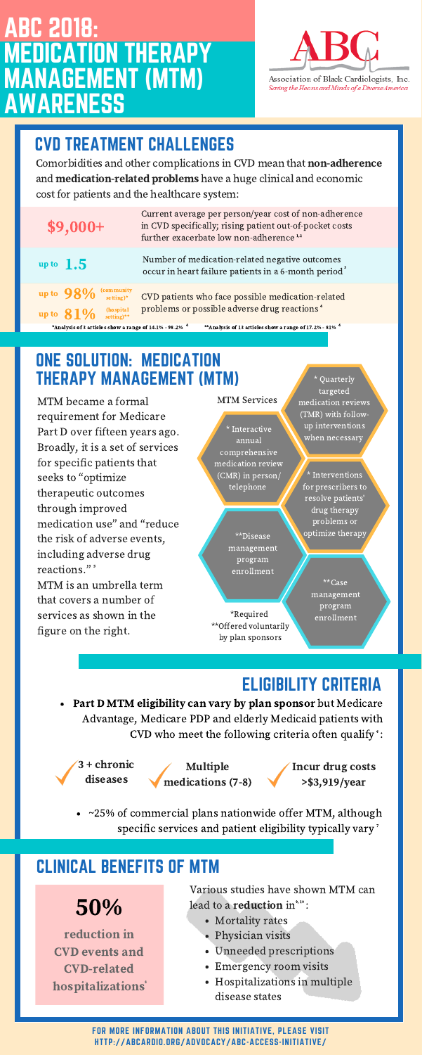# ABC 2018: MEDICATION THERAPY MANAGEMENT (MTM) AWARENESS

Association of Black Cardiologists, Inc.
*Saving the Hearts and Minds of a Diverse America*

## CVD TREATMENT CHALLENGES

Comorbidities and other complications in CVD mean that **non-adherence** and **medication-related problems** have a huge clinical and economic cost for patients and the healthcare system:

| | |
|---|---|
| **$9,000+** | Current average per person/year cost of non-adherence in CVD specifically; rising patient out-of-pocket costs further exacerbate low non-adherence [1,2] |
| up to **1.5** | Number of medication-related negative outcomes occur in heart failure patients in a 6-month period [3] |
| up to **98%** (community setting)* <br> up to **81%** (hospital setting)** | CVD patients who face possible medication-related problems or possible adverse drug reactions [4] |

*Analysis of 3 articles show a range of 14.1% - 98.2% [4] **Analysis of 13 articles show a range of 17.2% - 81% [4]

## ONE SOLUTION: MEDICATION THERAPY MANAGEMENT (MTM)

MTM became a formal requirement for Medicare Part D over fifteen years ago. Broadly, it is a set of services for specific patients that seeks to "optimize therapeutic outcomes through improved medication use" and "reduce the risk of adverse events, including adverse drug reactions." [5]

MTM is an umbrella term that covers a number of services as shown in the figure on the right.

MTM Services

- * Interactive annual comprehensive medication review (CMR) in person/ telephone
- * Quarterly targeted medication reviews (TMR) with follow-up interventions when necessary
- * Interventions for prescribers to resolve patients' drug therapy problems or optimize therapy
- ** Disease management program enrollment
- ** Case management program enrollment

*Required
**Offered voluntarily by plan sponsors

## ELIGIBILITY CRITERIA

- **Part D MTM eligibility can vary by plan sponsor** but Medicare Advantage, Medicare PDP and elderly Medicaid patients with CVD who meet the following criteria often qualify [6]:

✓ **3 + chronic diseases**

✓ **Multiple medications (7-8)**

✓ **Incur drug costs >$3,919/year**

- ~25% of commercial plans nationwide offer MTM, although specific services and patient eligibility typically vary [7]

## CLINICAL BENEFITS OF MTM

**50%**

**reduction in CVD events and CVD-related hospitalizations** [8]

Various studies have shown MTM can lead to a **reduction** in[9,10]:

- Mortality rates
- Physician visits
- Unneeded prescriptions
- Emergency room visits
- Hospitalizations in multiple disease states

FOR MORE INFORMATION ABOUT THIS INITIATIVE, PLEASE VISIT HTTP://ABCARDIO.ORG/ADVOCACY/ABC-ACCESS-INITIATIVE/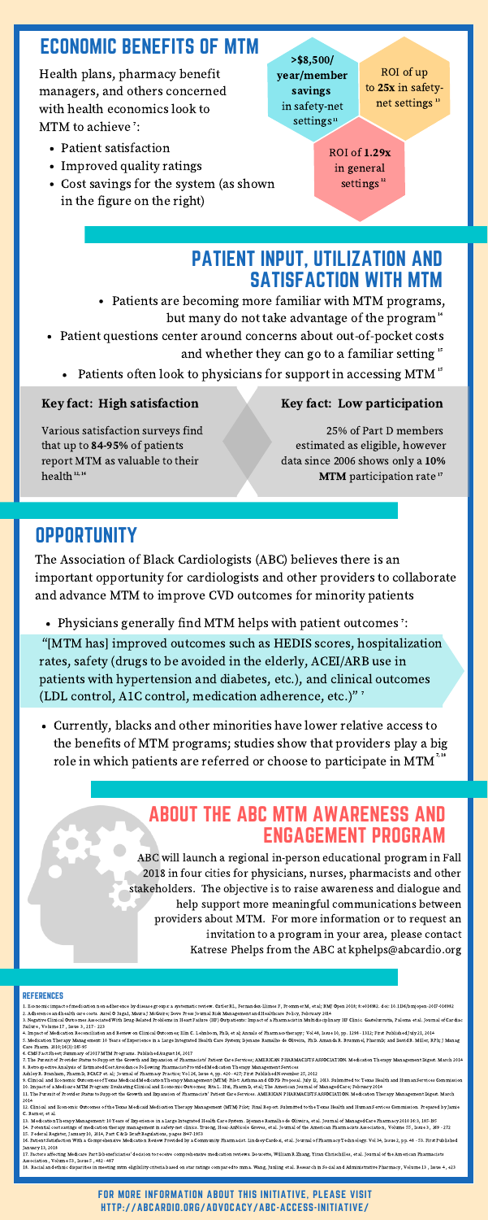## ECONOMIC BENEFITS OF MTM

Health plans, pharmacy benefit managers, and others concerned with health economics look to MTM to achieve [7]:

- Patient satisfaction
- Improved quality ratings
- Cost savings for the system (as shown in the figure on the right)

**>$8,500/ year/member savings** in safety-net settings [11]

ROI of up to **25x** in safety-net settings [13]

ROI of **1.29x** in general settings [12]

## PATIENT INPUT, UTILIZATION AND SATISFACTION WITH MTM

- Patients are becoming more familiar with MTM programs, but many do not take advantage of the program [16]
- Patient questions center around concerns about out-of-pocket costs and whether they can go to a familiar setting [15]
- Patients often look to physicians for support in accessing MTM [15]

**Key fact: High satisfaction**

Various satisfaction surveys find that up to **84-95%** of patients report MTM as valuable to their health [13,16]

**Key fact: Low participation**

25% of Part D members estimated as eligible, however data since 2006 shows only a **10% MTM** participation rate [17]

## OPPORTUNITY

The Association of Black Cardiologists (ABC) believes there is an important opportunity for cardiologists and other providers to collaborate and advance MTM to improve CVD outcomes for minority patients

- Physicians generally find MTM helps with patient outcomes [7]:

"[MTM has] improved outcomes such as HEDIS scores, hospitalization rates, safety (drugs to be avoided in the elderly, ACEI/ARB use in patients with hypertension and diabetes, etc.), and clinical outcomes (LDL control, A1C control, medication adherence, etc.)" [7]

- Currently, blacks and other minorities have lower relative access to the benefits of MTM programs; studies show that providers play a big role in which patients are referred or choose to participate in MTM [7,18]

## ABOUT THE ABC MTM AWARENESS AND ENGAGEMENT PROGRAM

ABC will launch a regional in-person educational program in Fall 2018 in four cities for physicians, nurses, pharmacists and other stakeholders. The objective is to raise awareness and dialogue and help support more meaningful communications between providers about MTM. For more information or to request an invitation to a program in your area, please contact Katrese Phelps from the ABC at kphelps@abcardio.org

### REFERENCES

1. Economic impact of medication non-adherence by disease groups: a systematic review. Cutler RL, Fernandez-Llimos F, Frommer M, et al; BMJ Open 2018; 8:e016982. doi: 10.1136/bmjopen-2017-016982
2. Adherence and health care costs. Aurel O Iuga1, Maura J McGuire; Dove Press Journal Risk Management and Healthcare Policy, February 2014
3. Negative Clinical Outcomes Associated With Drug-Related Problems in Heart Failure (HF) Outpatients: Impact of a Pharmacist in a Multidisciplinary HF Clinic. Gastelurrutia, Paloma. et al. Journal of Cardiac Failure, Volume 17 , Issue 3, 217 - 223
4. Impact of Medication Reconciliation and Review on Clinical Outcomes; Elin C. Lehnbom, PhD, et al; Annals of Pharmacotherapy; Vol 48, Issue 10, pp. 1298 - 1312; First Published July 21, 2014
5. Medication Therapy Management: 10 Years of Experience in a Large Integrated Health Care System; Djenane Ramalho de Oliveira, PhD. Amanda R. Brummel, PharmD; and David B. Miller, RPh; J Manag Care Pharm. 2010;16(3):185-95
6. CMS Fact Sheet; Summary of 2017 MTM Programs. Published August 16, 2017
7. The Pursuit of Provider Status to Support the Growth and Expansion of Pharmacists' Patient Care Services; AMERICAN PHARMACISTS ASSOCIATION. Medication Therapy Management Digest. March 2014
8. Retrospective Analysis of Estimated Cost Avoidance Following Pharmacist-Provided Medication Therapy Management Services
Ashley R. Branham, PharmD, BCACP et. al; Journal of Pharmacy Practice; Vol 26, Issue 4, pp. 420 - 427; First Published November 27, 2012
9. Clinical and Economic Outcomes of Texas Medicaid Medication Therapy Management (MTM) Pilot: Asthma and COPD Proposal. July 11, 2013. Submitted to: Texas Health and Human Services Commission
10. Impact of a Medicare MTM Program: Evaluating Clinical and Economic Outcomes; Rita L. Hui, PharmD, et al; The American Journal of Managed Care; February 2014
11. The Pursuit of Provider Status to Support the Growth and Expansion of Pharmacists' Patient Care Services. AMERICAN PHARMACISTS ASSOCIATION. Medication Therapy Management Digest. March 2014
12. Clinical and Economic Outcomes of the Texas Medicaid Medication Therapy Management (MTM) Pilot; Final Report Submitted to the Texas Health and Human Services Commission. Prepared by Jamie C. Barner, et al.
13. Medication Therapy Management: 10 Years of Experience in a Large Integrated Health Care System. Djenane Ramalho de Oliveira, et al. Journal of Managed Care Pharmacy 2010 16:3, 185-195
14. Potential cost savings of medication therapy management in safety-net clinics. Truong, Hoai-AnNicole Groves, et al. Journal of the American Pharmacists Association, Volume 55 , Issue 3, 269 - 272
15. Federal Register, January 10, 2014, Part C&D Draft Regulations, pages 1947-1953
16. Patient Satisfaction With a Comprehensive Medication Review Provided by a Community Pharmacist. Lindsey Cardosi, et al. Journal of Pharmacy Technology. Vol 34, Issue 2, pp. 48 - 53. First Published January 13, 2018
17. Factors affecting Medicare Part D beneficiaries' decision to receive comprehensive medication reviews. Doucette, William R.Zhang, Yiran Chrischilles, et al. Journal of the American Pharmacists Association , Volume 53 , Issue 5 , 482 - 487
18. Racial and ethnic disparities in meeting mtm eligibility criteria based on star ratings compared to mma. Wang, Junling et al. Research in Social and Administrative Pharmacy, Volume 13 , Issue 4, 423

FOR MORE INFORMATION ABOUT THIS INITIATIVE, PLEASE VISIT HTTP://ABCARDIO.ORG/ADVOCACY/ABC-ACCESS-INITIATIVE/